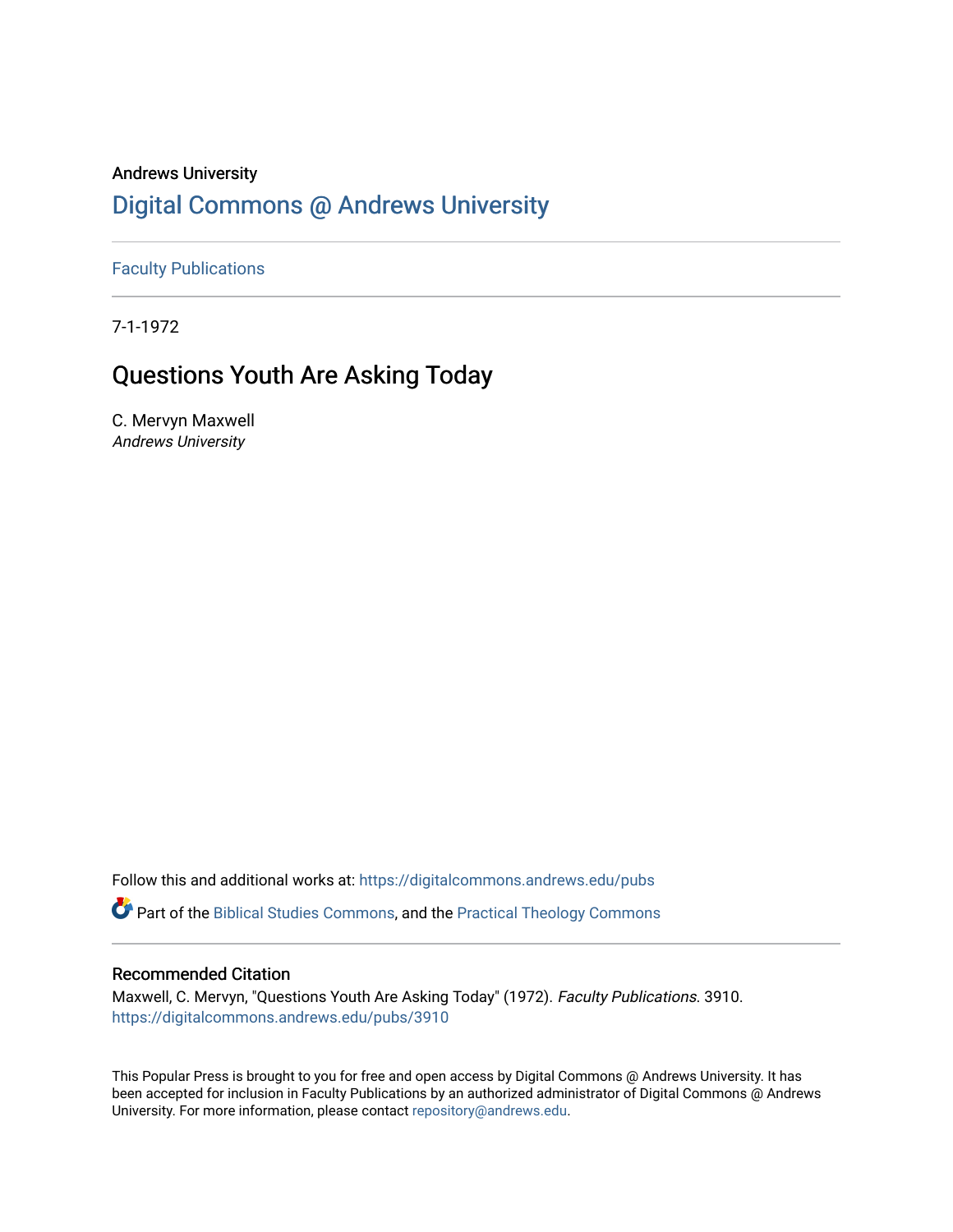Andrews University

# Digital Commons @ Andrews University

Faculty Publications

7-1-1972

## Questions Youth Are Asking Today

C. Mervyn Maxwell
*Andrews University*

Follow this and additional works at: https://digitalcommons.andrews.edu/pubs

Part of the Biblical Studies Commons, and the Practical Theology Commons

### Recommended Citation

Maxwell, C. Mervyn, "Questions Youth Are Asking Today" (1972). *Faculty Publications*. 3910.
https://digitalcommons.andrews.edu/pubs/3910

This Popular Press is brought to you for free and open access by Digital Commons @ Andrews University. It has been accepted for inclusion in Faculty Publications by an authorized administrator of Digital Commons @ Andrews University. For more information, please contact repository@andrews.edu.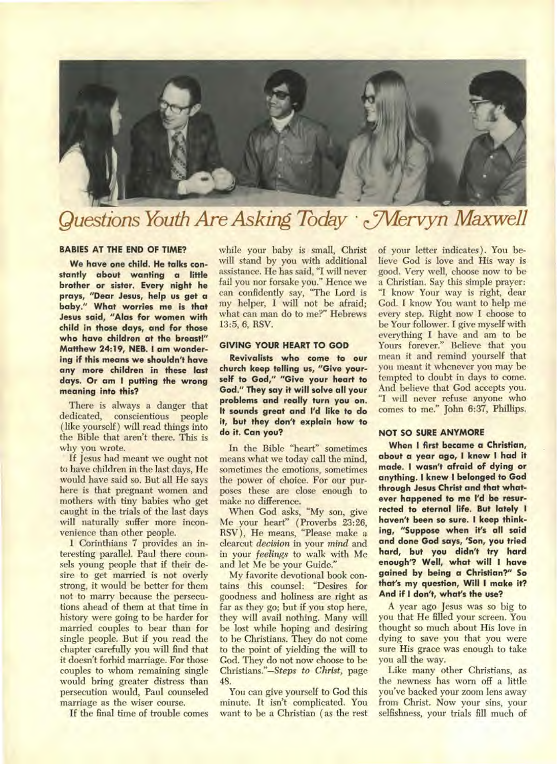# *Questions Youth Are Asking Today* · *Mervyn Maxwell*

### BABIES AT THE END OF TIME?

**We have one child. He talks constantly about wanting a little brother or sister. Every night he prays, "Dear Jesus, help us get a baby." What worries me is that Jesus said, "Alas for women with child in those days, and for those who have children at the breast!" Matthew 24:19, NEB. I am wondering if this means we shouldn't have any more children in these last days. Or am I putting the wrong meaning into this?**

There is always a danger that dedicated, conscientious people (like yourself) will read things into the Bible that aren't there. This is why you wrote.

If Jesus had meant we ought not to have children in the last days, He would have said so. But all He says here is that pregnant women and mothers with tiny babies who get caught in the trials of the last days will naturally suffer more inconvenience than other people.

1 Corinthians 7 provides an interesting parallel. Paul there counsels young people that if their desire to get married is not overly strong, it would be better for them not to marry because the persecutions ahead of them at that time in history were going to be harder for married couples to bear than for single people. But if you read the chapter carefully you will find that it doesn't forbid marriage. For those couples to whom remaining single would bring greater distress than persecution would, Paul counseled marriage as the wiser course.

If the final time of trouble comes while your baby is small, Christ will stand by you with additional assistance. He has said, "I will never fail you nor forsake you." Hence we can confidently say, "The Lord is my helper, I will not be afraid; what can man do to me?" Hebrews 13:5, 6, RSV.

### GIVING YOUR HEART TO GOD

**Revivalists who come to our church keep telling us, "Give yourself to God," "Give your heart to God." They say it will solve all your problems and really turn you on. It sounds great and I'd like to do it, but they don't explain how to do it. Can you?**

In the Bible "heart" sometimes means what we today call the mind, sometimes the emotions, sometimes the power of choice. For our purposes these are close enough to make no difference.

When God asks, "My son, give Me your heart" (Proverbs 23:26, RSV), He means, "Please make a clearcut *decision* in your *mind* and in your *feelings* to walk with Me and let Me be your Guide."

My favorite devotional book contains this counsel: "Desires for goodness and holiness are right as far as they go; but if you stop here, they will avail nothing. Many will be lost while hoping and desiring to be Christians. They do not come to the point of yielding the will to God. They do not now choose to be Christians."—*Steps to Christ*, page 48.

You can give yourself to God this minute. It isn't complicated. You want to be a Christian (as the rest of your letter indicates). You believe God is love and His way is good. Very well, choose now to be a Christian. Say this simple prayer: "I know Your way is right, dear God. I know You want to help me every step. Right now I choose to be Your follower. I give myself with everything I have and am to be Yours forever." Believe that you mean it and remind yourself that you meant it whenever you may be tempted to doubt in days to come. And believe that God accepts you. "I will never refuse anyone who comes to me." John 6:37, Phillips.

### NOT SO SURE ANYMORE

**When I first became a Christian, about a year ago, I knew I had it made. I wasn't afraid of dying or anything. I knew I belonged to God through Jesus Christ and that whatever happened to me I'd be resurrected to eternal life. But lately I haven't been so sure. I keep thinking, "Suppose when it's all said and done God says, 'Son, you tried hard, but you didn't try hard enough'? Well, what will I have gained by being a Christian?" So that's my question, Will I make it? And if I don't, what's the use?**

A year ago Jesus was so big to you that He filled your screen. You thought so much about His love in dying to save you that you were sure His grace was enough to take you all the way.

Like many other Christians, as the newness has worn off a little you've backed your zoom lens away from Christ. Now your sins, your selfishness, your trials fill much of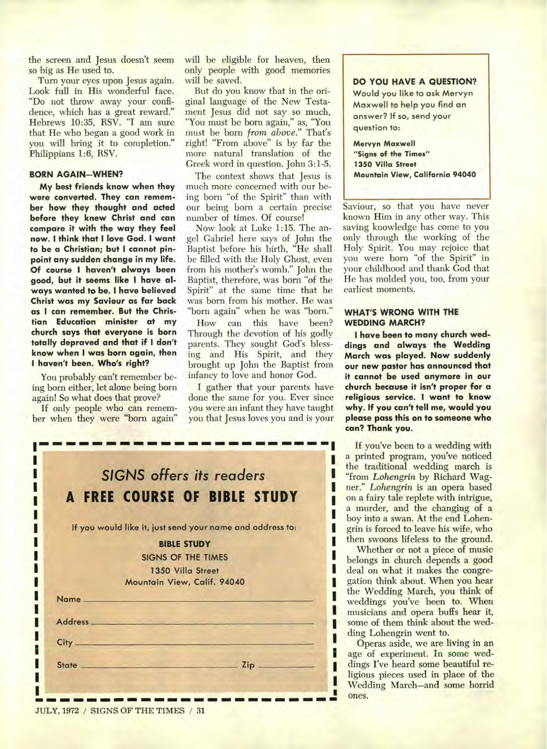the screen and Jesus doesn't seem so big as He used to.

Turn your eyes upon Jesus again. Look full in His wonderful face. "Do not throw away your confidence, which has a great reward." Hebrews 10:35, RSV. "I am sure that He who began a good work in you will bring it to completion." Philippians 1:6, RSV.

### BORN AGAIN—WHEN?

**My best friends know when they were converted. They can remember how they thought and acted before they knew Christ and can compare it with the way they feel now. I think that I love God. I want to be a Christian; but I cannot pinpoint any sudden change in my life. Of course I haven't always been good, but it seems like I have always wanted to be. I have believed Christ was my Saviour as far back as I can remember. But the Christian Education minister at my church says that everyone is born totally depraved and that if I don't know when I was born again, then I haven't been. Who's right?**

You probably can't remember being born either, let alone being born again! So what does that prove?

If only people who can remember when they were "born again" will be eligible for heaven, then only people with good memories will be saved.

But do you know that in the original language of the New Testament Jesus did not say so much, "You must be born again," as, "You must be born *from above*." That's right! "From above" is by far the more natural translation of the Greek word in question. John 3:1-5.

The context shows that Jesus is much more concerned with our being born "of the Spirit" than with our being born a certain precise number of times. Of course!

Now look at Luke 1:15. The angel Gabriel here says of John the Baptist before his birth, "He shall be filled with the Holy Ghost, even from his mother's womb." John the Baptist, therefore, was born "of the Spirit" at the same time that he was born from his mother. He was "born again" when he was "born."

How can this have been? Through the devotion of his godly parents. They sought God's blessing and His Spirit, and they brought up John the Baptist from infancy to love and honor God.

I gather that your parents have done the same for you. Ever since you were an infant they have taught you that Jesus loves you and is your Saviour, so that you have never known Him in any other way. This saving knowledge has come to you only through the working of the Holy Spirit. You may rejoice that you were born "of the Spirit" in your childhood and thank God that He has molded you, too, from your earliest moments.

**DO YOU HAVE A QUESTION?**

Would you like to ask Mervyn Maxwell to help you find an answer? If so, send your question to:

**Mervyn Maxwell**
**"Signs of the Times"**
**1350 Villa Street**
**Mountain View, California 94040**

### WHAT'S WRONG WITH THE WEDDING MARCH?

**I have been to many church weddings and always the Wedding March was played. Now suddenly our new pastor has announced that it cannot be used anymore in our church because it isn't proper for a religious service. I want to know why. If you can't tell me, would you please pass this on to someone who can? Thank you.**

If you've been to a wedding with a printed program, you've noticed the traditional wedding march is "from *Lohengrin* by Richard Wagner." *Lohengrin* is an opera based on a fairy tale replete with intrigue, a murder, and the changing of a boy into a swan. At the end Lohengrin is forced to leave his wife, who then swoons lifeless to the ground.

Whether or not a piece of music belongs in church depends a good deal on what it makes the congregation think about. When you hear the Wedding March, you think of weddings you've been to. When musicians and opera buffs hear it, some of them think about the wedding Lohengrin went to.

Operas aside, we are living in an age of experiment. In some weddings I've heard some beautiful religious pieces used in place of the Wedding March—and some horrid ones.

---

*SIGNS offers its readers*

**A FREE COURSE OF BIBLE STUDY**

If you would like it, just send your name and address to:

**BIBLE STUDY**
SIGNS OF THE TIMES
1350 Villa Street
Mountain View, Calif. 94040

Name ____________________

Address ____________________

City ____________________

State ____________ Zip ________